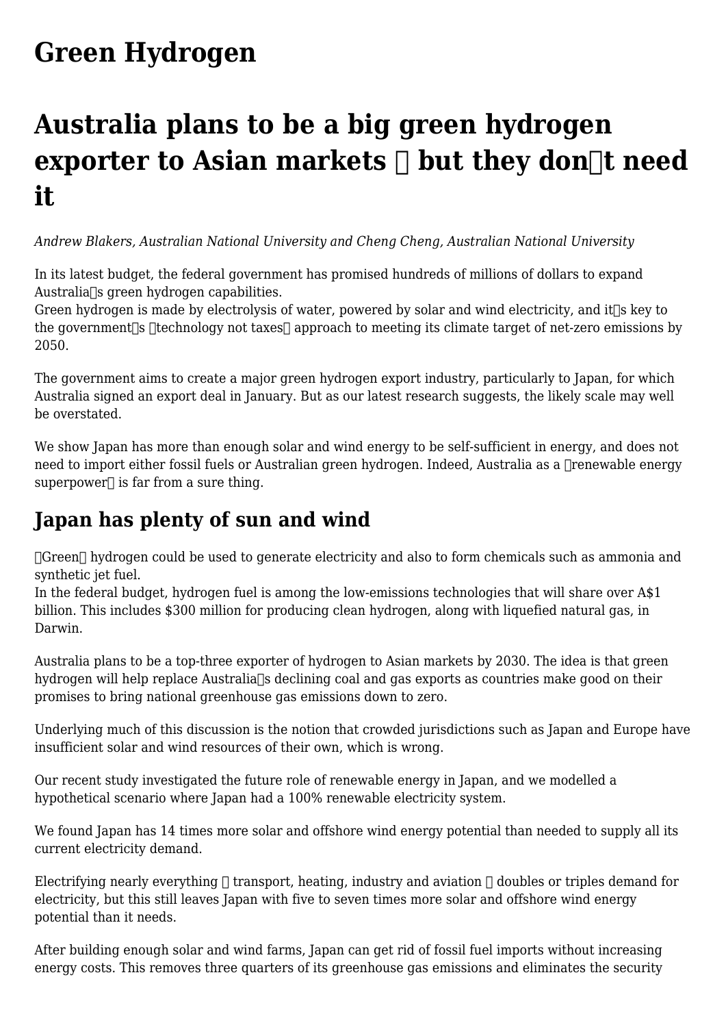# Green Hydrogen

# Australia plans to be a big green hydrogen exporter to Asian markets  but they dont need it

*Andrew Blakers, Australian National University and Cheng Cheng, Australian National University*

In its latest budget, the federal government has promised hundreds of millions of dollars to expand Australias green hydrogen capabilities.
Green hydrogen is made by electrolysis of water, powered by solar and wind electricity, and its key to the governments technology not taxes approach to meeting its climate target of net-zero emissions by 2050.

The government aims to create a major green hydrogen export industry, particularly to Japan, for which Australia signed an export deal in January. But as our latest research suggests, the likely scale may well be overstated.

We show Japan has more than enough solar and wind energy to be self-sufficient in energy, and does not need to import either fossil fuels or Australian green hydrogen. Indeed, Australia as a renewable energy superpower is far from a sure thing.

## Japan has plenty of sun and wind

Green hydrogen could be used to generate electricity and also to form chemicals such as ammonia and synthetic jet fuel.
In the federal budget, hydrogen fuel is among the low-emissions technologies that will share over A$1 billion. This includes $300 million for producing clean hydrogen, along with liquefied natural gas, in Darwin.

Australia plans to be a top-three exporter of hydrogen to Asian markets by 2030. The idea is that green hydrogen will help replace Australias declining coal and gas exports as countries make good on their promises to bring national greenhouse gas emissions down to zero.

Underlying much of this discussion is the notion that crowded jurisdictions such as Japan and Europe have insufficient solar and wind resources of their own, which is wrong.

Our recent study investigated the future role of renewable energy in Japan, and we modelled a hypothetical scenario where Japan had a 100% renewable electricity system.

We found Japan has 14 times more solar and offshore wind energy potential than needed to supply all its current electricity demand.

Electrifying nearly everything  transport, heating, industry and aviation  doubles or triples demand for electricity, but this still leaves Japan with five to seven times more solar and offshore wind energy potential than it needs.

After building enough solar and wind farms, Japan can get rid of fossil fuel imports without increasing energy costs. This removes three quarters of its greenhouse gas emissions and eliminates the security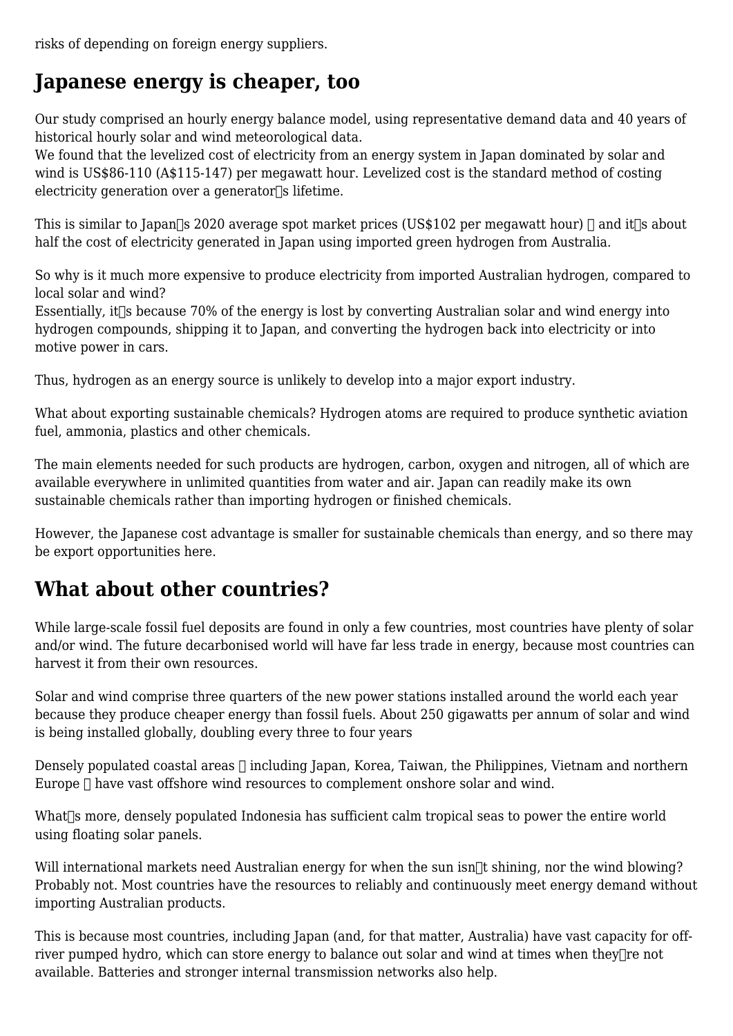risks of depending on foreign energy suppliers.

## Japanese energy is cheaper, too

Our study comprised an hourly energy balance model, using representative demand data and 40 years of historical hourly solar and wind meteorological data.
We found that the levelized cost of electricity from an energy system in Japan dominated by solar and wind is US$86-110 (A$115-147) per megawatt hour. Levelized cost is the standard method of costing electricity generation over a generator's lifetime.

This is similar to Japan's 2020 average spot market prices (US$102 per megawatt hour) – and it's about half the cost of electricity generated in Japan using imported green hydrogen from Australia.

So why is it much more expensive to produce electricity from imported Australian hydrogen, compared to local solar and wind?
Essentially, it's because 70% of the energy is lost by converting Australian solar and wind energy into hydrogen compounds, shipping it to Japan, and converting the hydrogen back into electricity or into motive power in cars.

Thus, hydrogen as an energy source is unlikely to develop into a major export industry.

What about exporting sustainable chemicals? Hydrogen atoms are required to produce synthetic aviation fuel, ammonia, plastics and other chemicals.

The main elements needed for such products are hydrogen, carbon, oxygen and nitrogen, all of which are available everywhere in unlimited quantities from water and air. Japan can readily make its own sustainable chemicals rather than importing hydrogen or finished chemicals.

However, the Japanese cost advantage is smaller for sustainable chemicals than energy, and so there may be export opportunities here.

## What about other countries?

While large-scale fossil fuel deposits are found in only a few countries, most countries have plenty of solar and/or wind. The future decarbonised world will have far less trade in energy, because most countries can harvest it from their own resources.

Solar and wind comprise three quarters of the new power stations installed around the world each year because they produce cheaper energy than fossil fuels. About 250 gigawatts per annum of solar and wind is being installed globally, doubling every three to four years

Densely populated coastal areas – including Japan, Korea, Taiwan, the Philippines, Vietnam and northern Europe – have vast offshore wind resources to complement onshore solar and wind.

What's more, densely populated Indonesia has sufficient calm tropical seas to power the entire world using floating solar panels.

Will international markets need Australian energy for when the sun isn't shining, nor the wind blowing? Probably not. Most countries have the resources to reliably and continuously meet energy demand without importing Australian products.

This is because most countries, including Japan (and, for that matter, Australia) have vast capacity for off-river pumped hydro, which can store energy to balance out solar and wind at times when they're not available. Batteries and stronger internal transmission networks also help.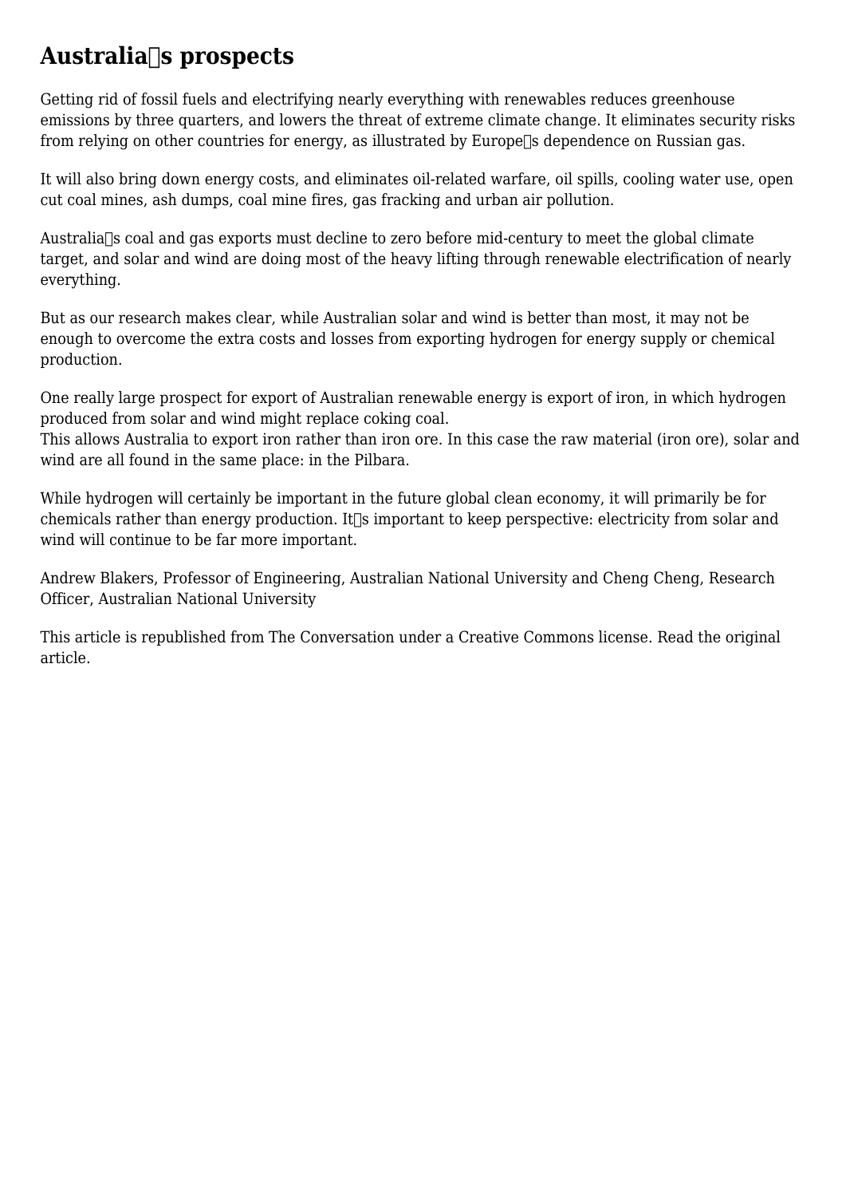## Australia's prospects

Getting rid of fossil fuels and electrifying nearly everything with renewables reduces greenhouse emissions by three quarters, and lowers the threat of extreme climate change. It eliminates security risks from relying on other countries for energy, as illustrated by Europe's dependence on Russian gas.

It will also bring down energy costs, and eliminates oil-related warfare, oil spills, cooling water use, open cut coal mines, ash dumps, coal mine fires, gas fracking and urban air pollution.

Australia's coal and gas exports must decline to zero before mid-century to meet the global climate target, and solar and wind are doing most of the heavy lifting through renewable electrification of nearly everything.

But as our research makes clear, while Australian solar and wind is better than most, it may not be enough to overcome the extra costs and losses from exporting hydrogen for energy supply or chemical production.

One really large prospect for export of Australian renewable energy is export of iron, in which hydrogen produced from solar and wind might replace coking coal.
This allows Australia to export iron rather than iron ore. In this case the raw material (iron ore), solar and wind are all found in the same place: in the Pilbara.

While hydrogen will certainly be important in the future global clean economy, it will primarily be for chemicals rather than energy production. It's important to keep perspective: electricity from solar and wind will continue to be far more important.

Andrew Blakers, Professor of Engineering, Australian National University and Cheng Cheng, Research Officer, Australian National University

This article is republished from The Conversation under a Creative Commons license. Read the original article.